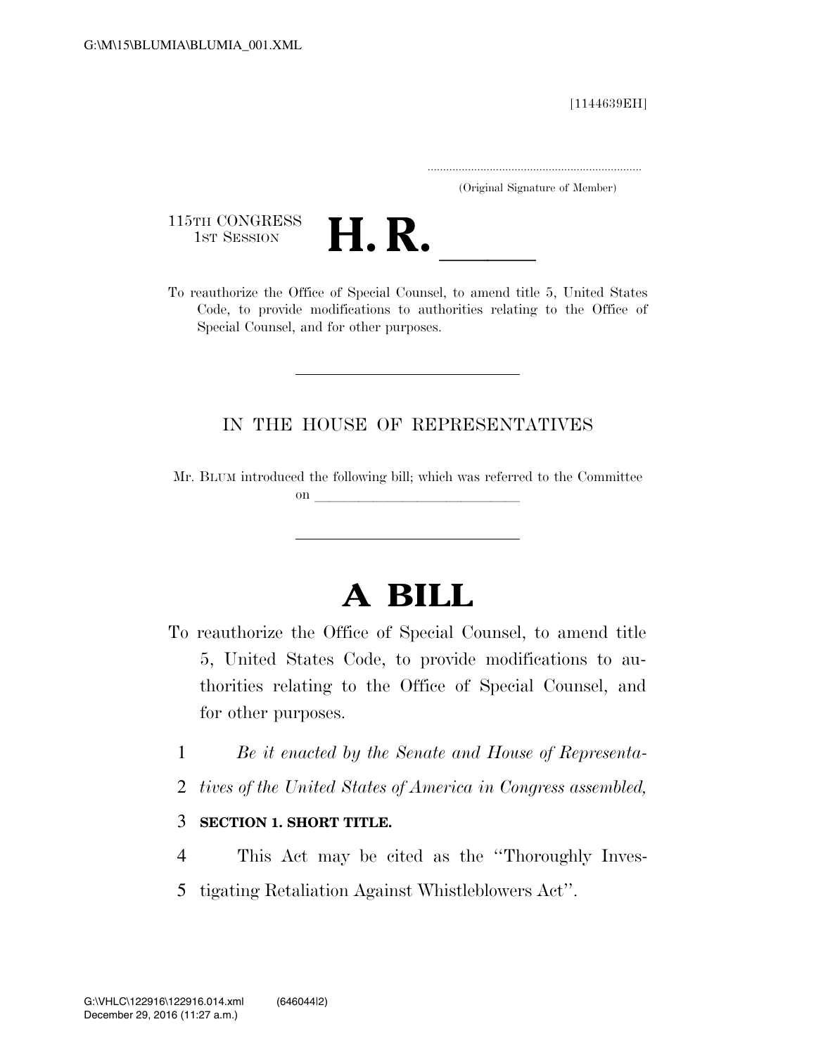G:\M\15\BLUMIA\BLUMIA_001.XML

[1144639EH]

.....................................................................
(Original Signature of Member)

115TH CONGRESS
1ST SESSION

# H. R. \_\_\_\_\_

To reauthorize the Office of Special Counsel, to amend title 5, United States Code, to provide modifications to authorities relating to the Office of Special Counsel, and for other purposes.

---

IN THE HOUSE OF REPRESENTATIVES

Mr. BLUM introduced the following bill; which was referred to the Committee on \_\_\_\_\_\_\_\_\_\_\_\_\_\_\_\_\_\_\_\_\_\_\_\_\_\_\_\_\_\_

---

# A BILL

To reauthorize the Office of Special Counsel, to amend title 5, United States Code, to provide modifications to authorities relating to the Office of Special Counsel, and for other purposes.

1 *Be it enacted by the Senate and House of Representa-*
2 *tives of the United States of America in Congress assembled,*

3 **SECTION 1. SHORT TITLE.**

4 This Act may be cited as the ''Thoroughly Inves-
5 tigating Retaliation Against Whistleblowers Act''.

G:\VHLC\122916\122916.014.xml (646044|2)
December 29, 2016 (11:27 a.m.)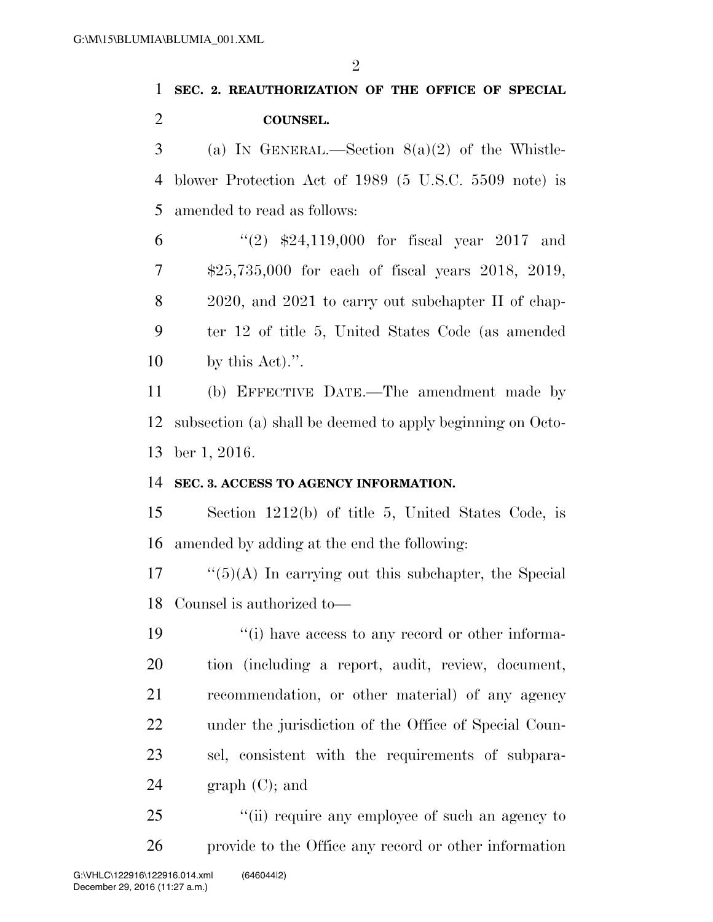**SEC. 2. REAUTHORIZATION OF THE OFFICE OF SPECIAL COUNSEL.**

(a) IN GENERAL.—Section 8(a)(2) of the Whistleblower Protection Act of 1989 (5 U.S.C. 5509 note) is amended to read as follows:

"(2) $24,119,000 for fiscal year 2017 and $25,735,000 for each of fiscal years 2018, 2019, 2020, and 2021 to carry out subchapter II of chapter 12 of title 5, United States Code (as amended by this Act).".

(b) EFFECTIVE DATE.—The amendment made by subsection (a) shall be deemed to apply beginning on October 1, 2016.

**SEC. 3. ACCESS TO AGENCY INFORMATION.**

Section 1212(b) of title 5, United States Code, is amended by adding at the end the following:

"(5)(A) In carrying out this subchapter, the Special Counsel is authorized to—

"(i) have access to any record or other information (including a report, audit, review, document, recommendation, or other material) of any agency under the jurisdiction of the Office of Special Counsel, consistent with the requirements of subparagraph (C); and

"(ii) require any employee of such an agency to provide to the Office any record or other information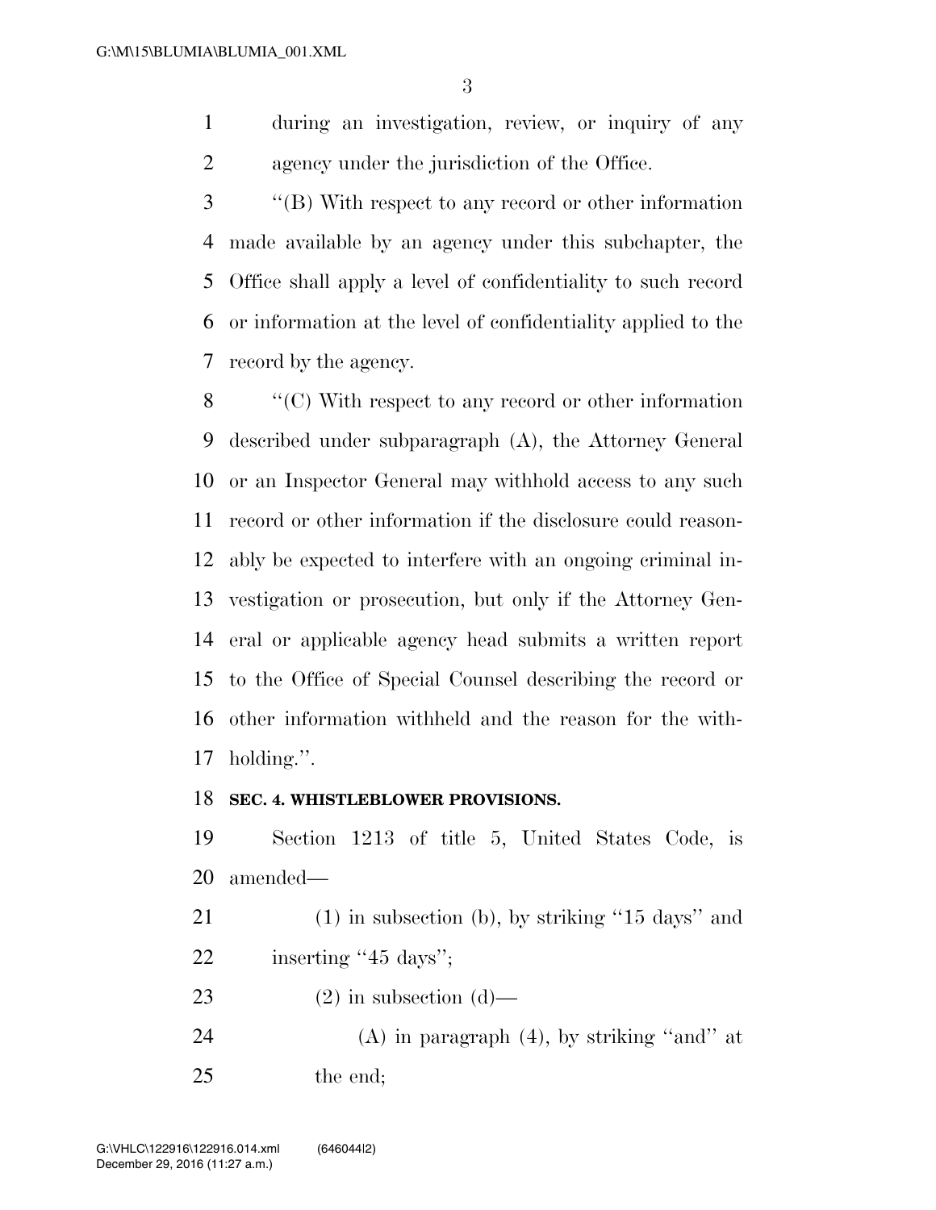during an investigation, review, or inquiry of any agency under the jurisdiction of the Office.

''(B) With respect to any record or other information made available by an agency under this subchapter, the Office shall apply a level of confidentiality to such record or information at the level of confidentiality applied to the record by the agency.

''(C) With respect to any record or other information described under subparagraph (A), the Attorney General or an Inspector General may withhold access to any such record or other information if the disclosure could reasonably be expected to interfere with an ongoing criminal investigation or prosecution, but only if the Attorney General or applicable agency head submits a written report to the Office of Special Counsel describing the record or other information withheld and the reason for the withholding.''.

**SEC. 4. WHISTLEBLOWER PROVISIONS.**

Section 1213 of title 5, United States Code, is amended—

(1) in subsection (b), by striking ''15 days'' and inserting ''45 days'';

(2) in subsection (d)—

(A) in paragraph (4), by striking ''and'' at the end;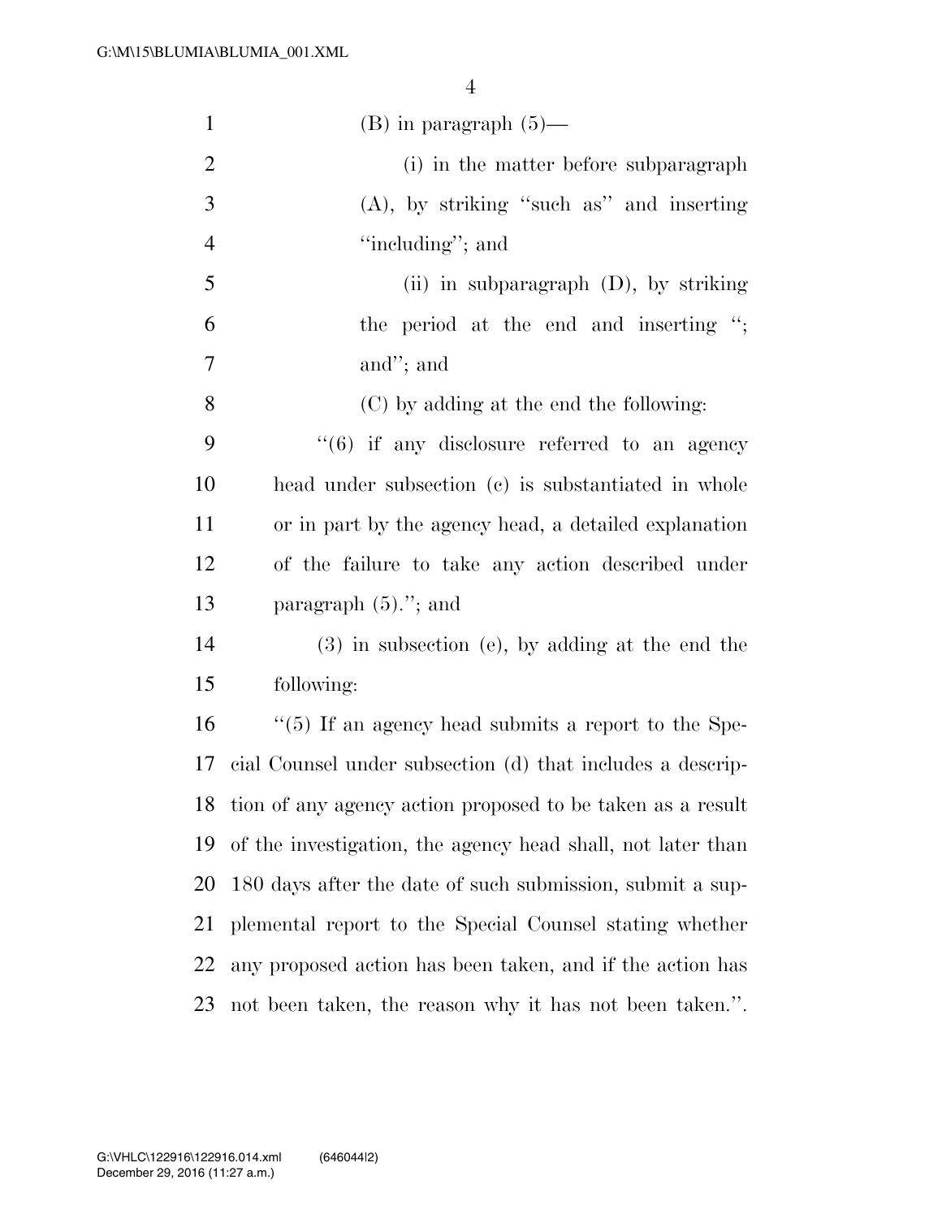(B) in paragraph (5)—

(i) in the matter before subparagraph (A), by striking ''such as'' and inserting ''including''; and

(ii) in subparagraph (D), by striking the period at the end and inserting ''; and''; and

(C) by adding at the end the following:

''(6) if any disclosure referred to an agency head under subsection (c) is substantiated in whole or in part by the agency head, a detailed explanation of the failure to take any action described under paragraph (5).''; and

(3) in subsection (e), by adding at the end the following:

''(5) If an agency head submits a report to the Special Counsel under subsection (d) that includes a description of any agency action proposed to be taken as a result of the investigation, the agency head shall, not later than 180 days after the date of such submission, submit a supplemental report to the Special Counsel stating whether any proposed action has been taken, and if the action has not been taken, the reason why it has not been taken.''.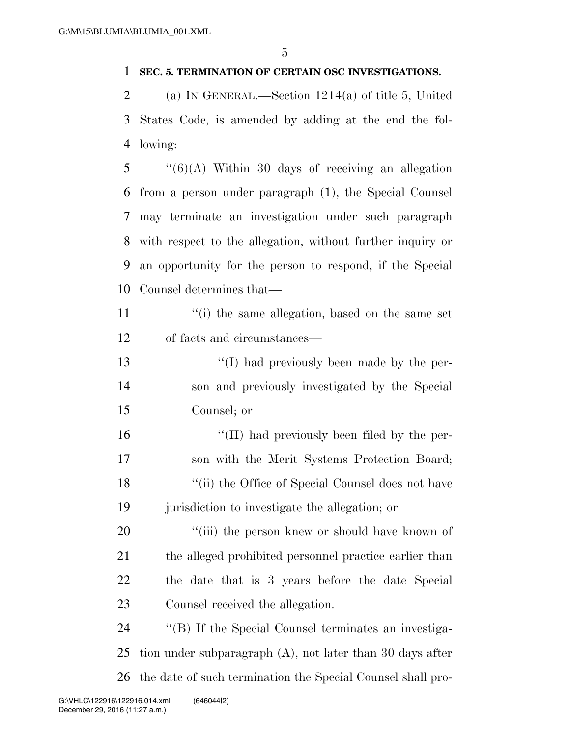**SEC. 5. TERMINATION OF CERTAIN OSC INVESTIGATIONS.**

(a) IN GENERAL.—Section 1214(a) of title 5, United States Code, is amended by adding at the end the following:

"(6)(A) Within 30 days of receiving an allegation from a person under paragraph (1), the Special Counsel may terminate an investigation under such paragraph with respect to the allegation, without further inquiry or an opportunity for the person to respond, if the Special Counsel determines that—

"(i) the same allegation, based on the same set of facts and circumstances—

"(I) had previously been made by the person and previously investigated by the Special Counsel; or

"(II) had previously been filed by the person with the Merit Systems Protection Board;

"(ii) the Office of Special Counsel does not have jurisdiction to investigate the allegation; or

"(iii) the person knew or should have known of the alleged prohibited personnel practice earlier than the date that is 3 years before the date Special Counsel received the allegation.

"(B) If the Special Counsel terminates an investigation under subparagraph (A), not later than 30 days after the date of such termination the Special Counsel shall pro-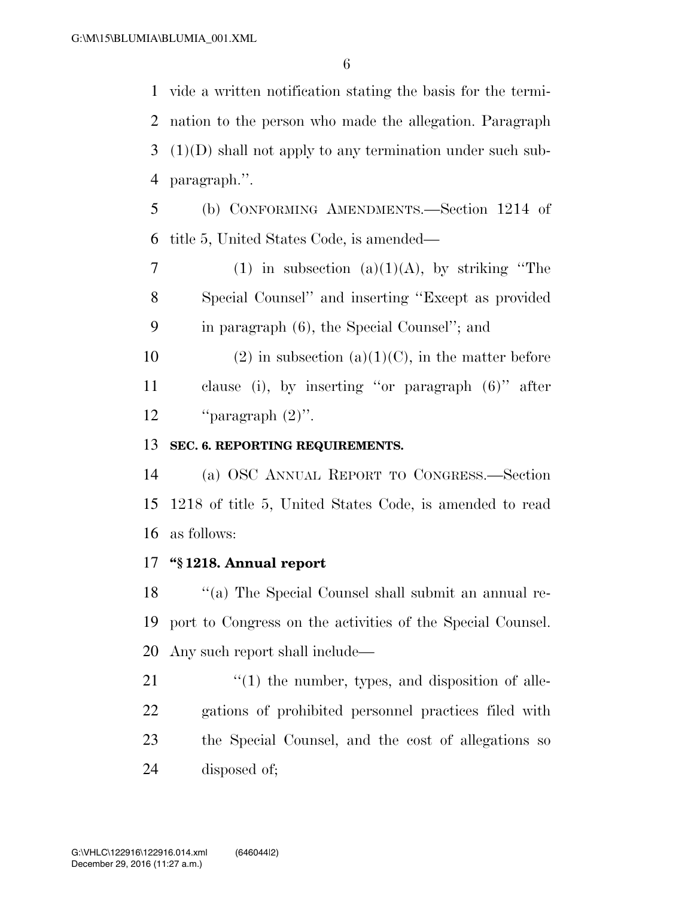vide a written notification stating the basis for the termination to the person who made the allegation. Paragraph (1)(D) shall not apply to any termination under such subparagraph.''.

(b) CONFORMING AMENDMENTS.—Section 1214 of title 5, United States Code, is amended—

(1) in subsection (a)(1)(A), by striking ''The Special Counsel'' and inserting ''Except as provided in paragraph (6), the Special Counsel''; and

(2) in subsection (a)(1)(C), in the matter before clause (i), by inserting ''or paragraph (6)'' after ''paragraph (2)''.

**SEC. 6. REPORTING REQUIREMENTS.**

(a) OSC ANNUAL REPORT TO CONGRESS.—Section 1218 of title 5, United States Code, is amended to read as follows:

**''§ 1218. Annual report**

''(a) The Special Counsel shall submit an annual report to Congress on the activities of the Special Counsel. Any such report shall include—

''(1) the number, types, and disposition of allegations of prohibited personnel practices filed with the Special Counsel, and the cost of allegations so disposed of;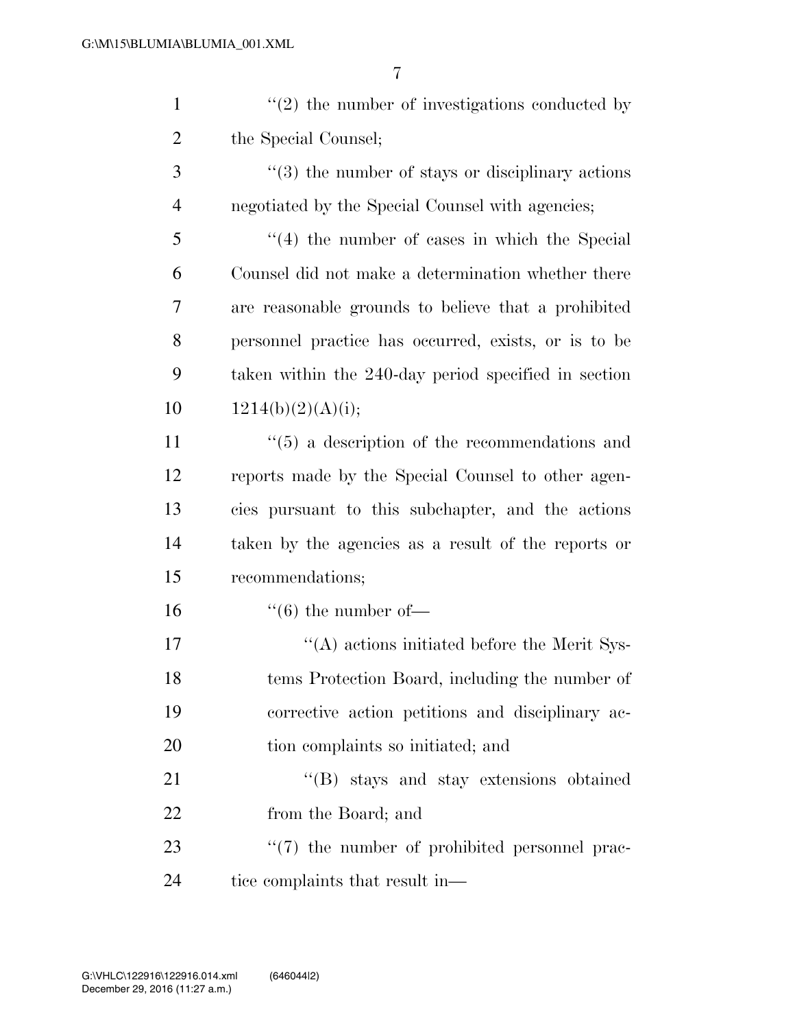''(2) the number of investigations conducted by the Special Counsel;

''(3) the number of stays or disciplinary actions negotiated by the Special Counsel with agencies;

''(4) the number of cases in which the Special Counsel did not make a determination whether there are reasonable grounds to believe that a prohibited personnel practice has occurred, exists, or is to be taken within the 240-day period specified in section 1214(b)(2)(A)(i);

''(5) a description of the recommendations and reports made by the Special Counsel to other agencies pursuant to this subchapter, and the actions taken by the agencies as a result of the reports or recommendations;

''(6) the number of—

''(A) actions initiated before the Merit Systems Protection Board, including the number of corrective action petitions and disciplinary action complaints so initiated; and

''(B) stays and stay extensions obtained from the Board; and

''(7) the number of prohibited personnel practice complaints that result in—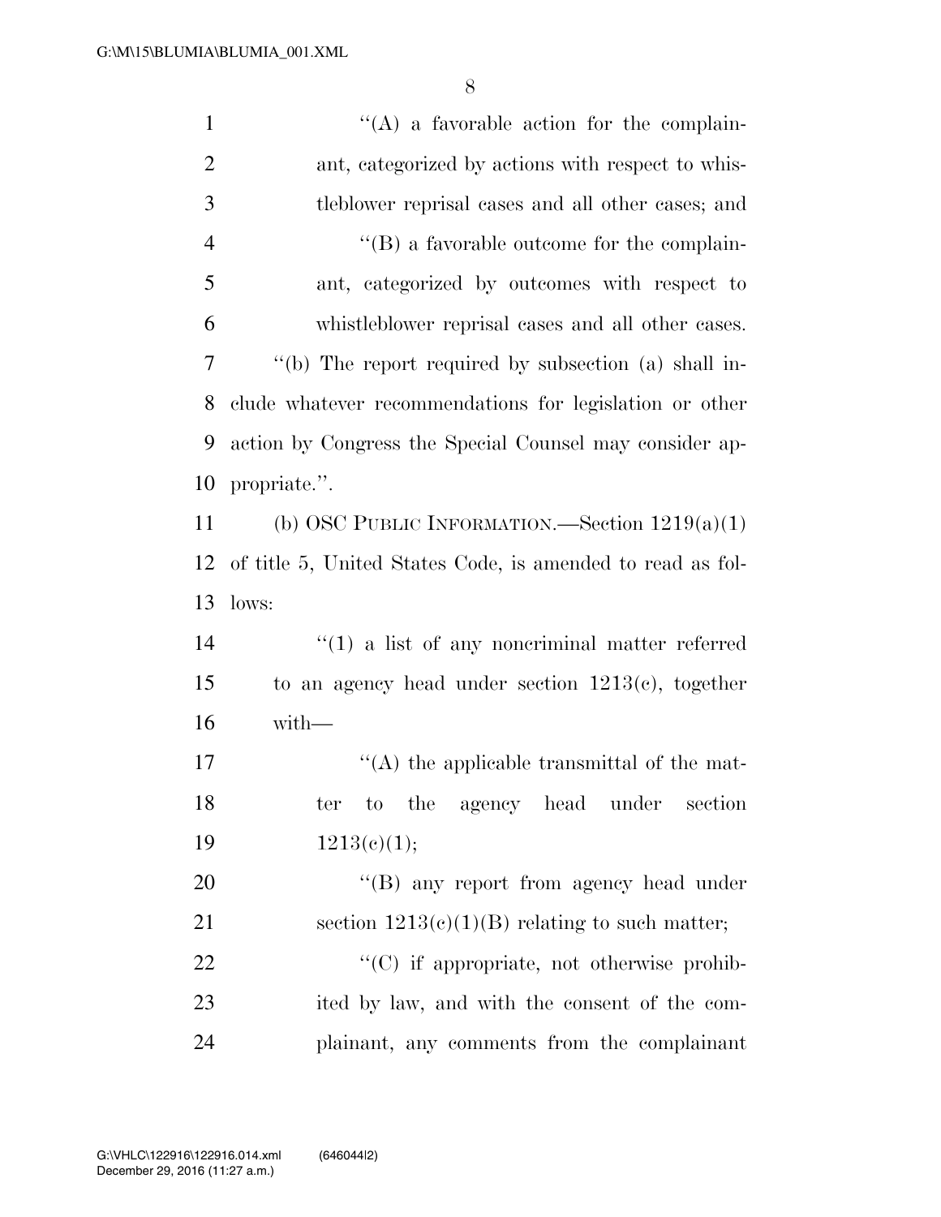"(A) a favorable action for the complainant, categorized by actions with respect to whistleblower reprisal cases and all other cases; and

"(B) a favorable outcome for the complainant, categorized by outcomes with respect to whistleblower reprisal cases and all other cases.

"(b) The report required by subsection (a) shall include whatever recommendations for legislation or other action by Congress the Special Counsel may consider appropriate.".

(b) OSC PUBLIC INFORMATION.—Section 1219(a)(1) of title 5, United States Code, is amended to read as follows:

"(1) a list of any noncriminal matter referred to an agency head under section 1213(c), together with—

"(A) the applicable transmittal of the matter to the agency head under section 1213(c)(1);

"(B) any report from agency head under section 1213(c)(1)(B) relating to such matter;

"(C) if appropriate, not otherwise prohibited by law, and with the consent of the complainant, any comments from the complainant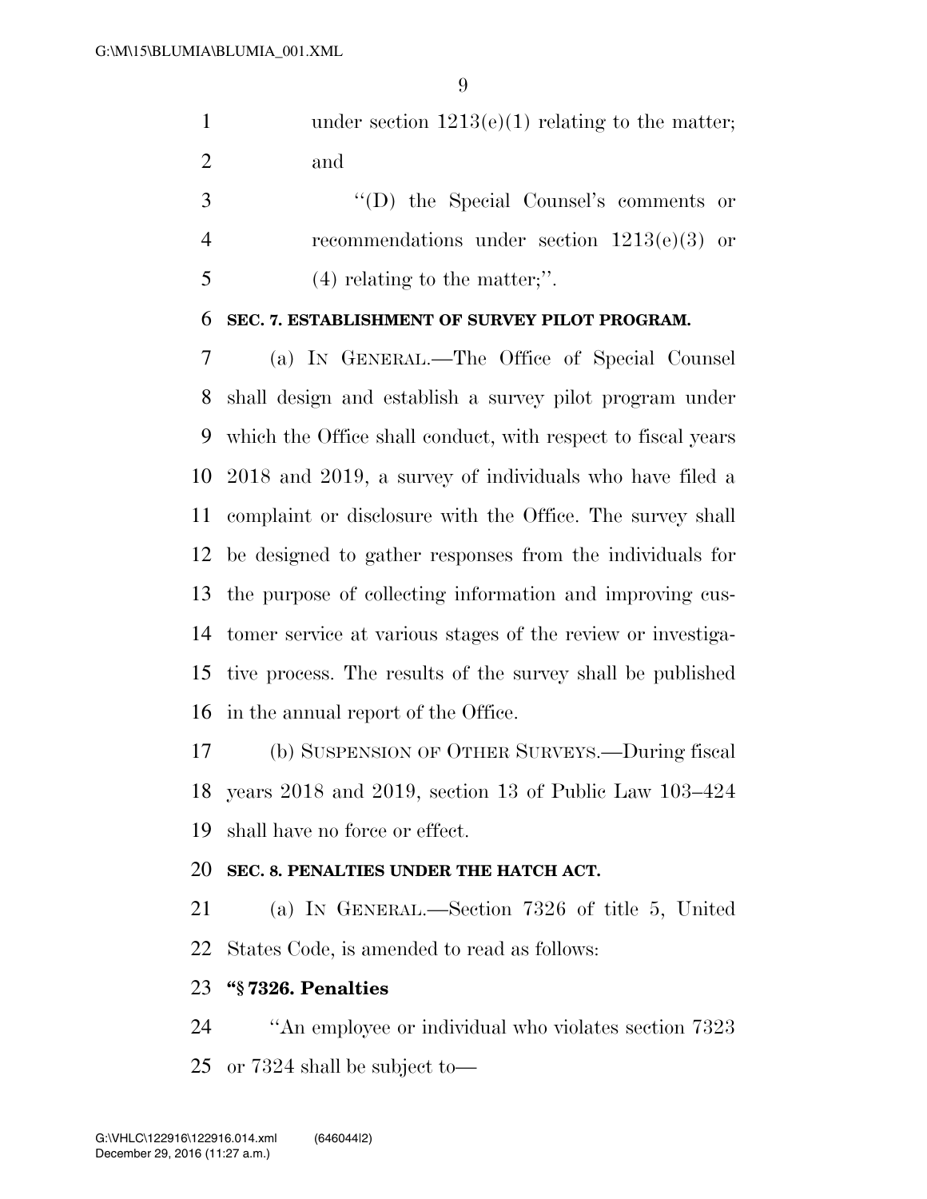under section 1213(e)(1) relating to the matter; and

''(D) the Special Counsel's comments or recommendations under section 1213(e)(3) or (4) relating to the matter;''.

**SEC. 7. ESTABLISHMENT OF SURVEY PILOT PROGRAM.**

(a) IN GENERAL.—The Office of Special Counsel shall design and establish a survey pilot program under which the Office shall conduct, with respect to fiscal years 2018 and 2019, a survey of individuals who have filed a complaint or disclosure with the Office. The survey shall be designed to gather responses from the individuals for the purpose of collecting information and improving customer service at various stages of the review or investigative process. The results of the survey shall be published in the annual report of the Office.

(b) SUSPENSION OF OTHER SURVEYS.—During fiscal years 2018 and 2019, section 13 of Public Law 103–424 shall have no force or effect.

**SEC. 8. PENALTIES UNDER THE HATCH ACT.**

(a) IN GENERAL.—Section 7326 of title 5, United States Code, is amended to read as follows:

**''§ 7326. Penalties**

''An employee or individual who violates section 7323 or 7324 shall be subject to—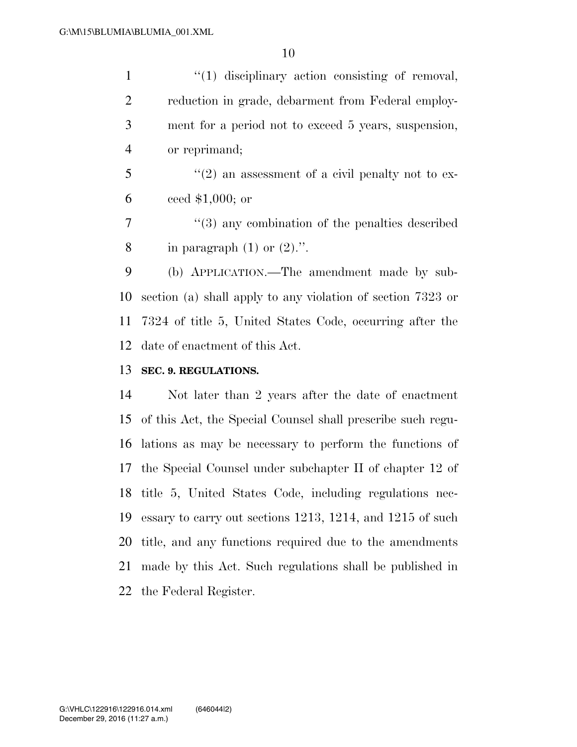''(1) disciplinary action consisting of removal, reduction in grade, debarment from Federal employment for a period not to exceed 5 years, suspension, or reprimand;

''(2) an assessment of a civil penalty not to exceed $1,000; or

''(3) any combination of the penalties described in paragraph (1) or (2).''.

(b) APPLICATION.—The amendment made by subsection (a) shall apply to any violation of section 7323 or 7324 of title 5, United States Code, occurring after the date of enactment of this Act.

**SEC. 9. REGULATIONS.**

Not later than 2 years after the date of enactment of this Act, the Special Counsel shall prescribe such regulations as may be necessary to perform the functions of the Special Counsel under subchapter II of chapter 12 of title 5, United States Code, including regulations necessary to carry out sections 1213, 1214, and 1215 of such title, and any functions required due to the amendments made by this Act. Such regulations shall be published in the Federal Register.